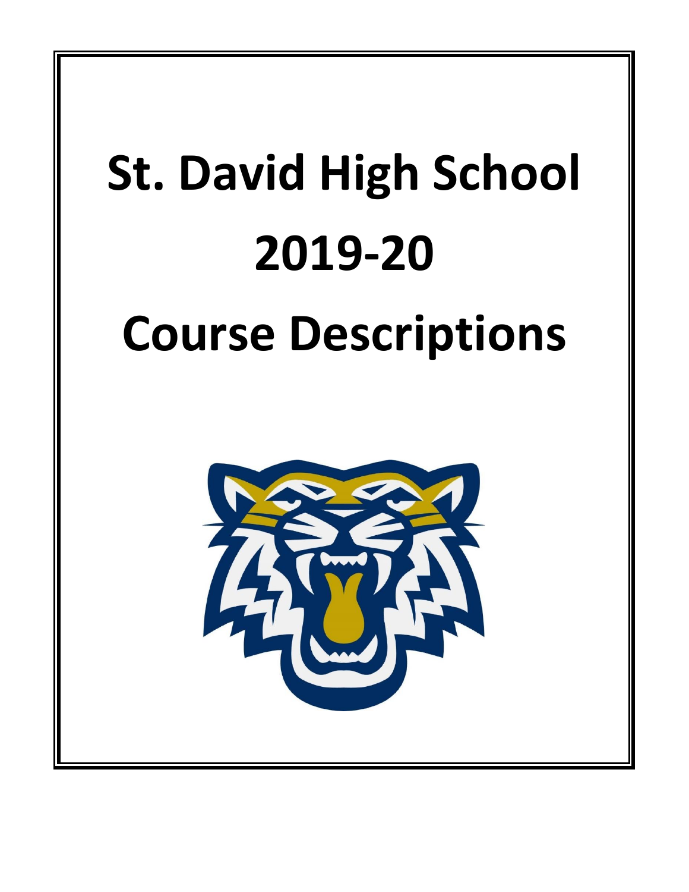# St. David High School

# 2019-20

# Course Descriptions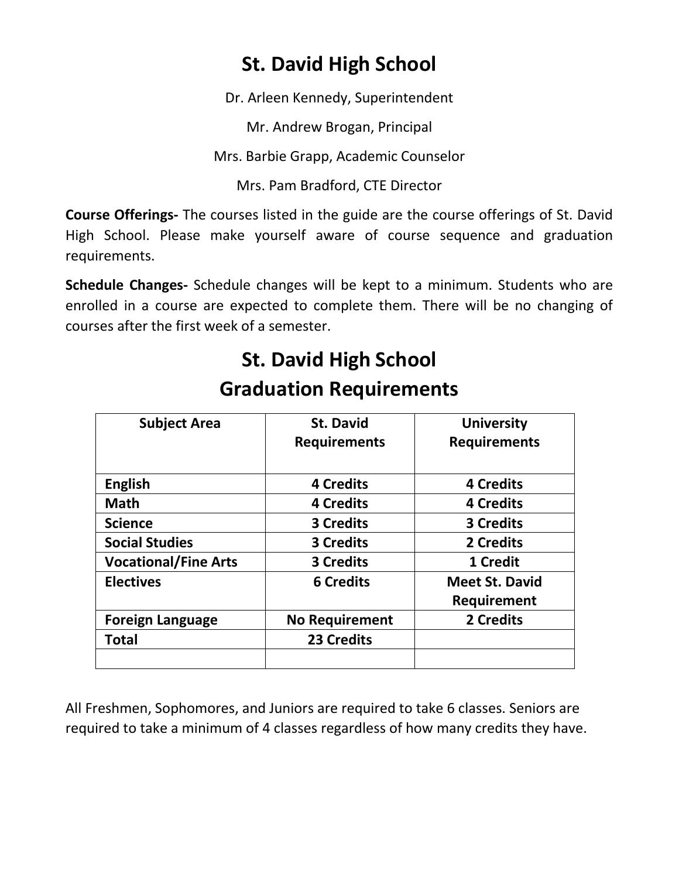# St. David High School

Dr. Arleen Kennedy, Superintendent

Mr. Andrew Brogan, Principal

Mrs. Barbie Grapp, Academic Counselor

Mrs. Pam Bradford, CTE Director

**Course Offerings-** The courses listed in the guide are the course offerings of St. David High School. Please make yourself aware of course sequence and graduation requirements.

**Schedule Changes-** Schedule changes will be kept to a minimum. Students who are enrolled in a course are expected to complete them. There will be no changing of courses after the first week of a semester.

# St. David High School
## Graduation Requirements

| Subject Area | St. David Requirements | University Requirements |
|---|---|---|
| **English** | **4 Credits** | **4 Credits** |
| **Math** | **4 Credits** | **4 Credits** |
| **Science** | **3 Credits** | **3 Credits** |
| **Social Studies** | **3 Credits** | **2 Credits** |
| **Vocational/Fine Arts** | **3 Credits** | **1 Credit** |
| **Electives** | **6 Credits** | **Meet St. David Requirement** |
| **Foreign Language** | **No Requirement** | **2 Credits** |
| **Total** | **23 Credits** | |
| | | |

All Freshmen, Sophomores, and Juniors are required to take 6 classes. Seniors are required to take a minimum of 4 classes regardless of how many credits they have.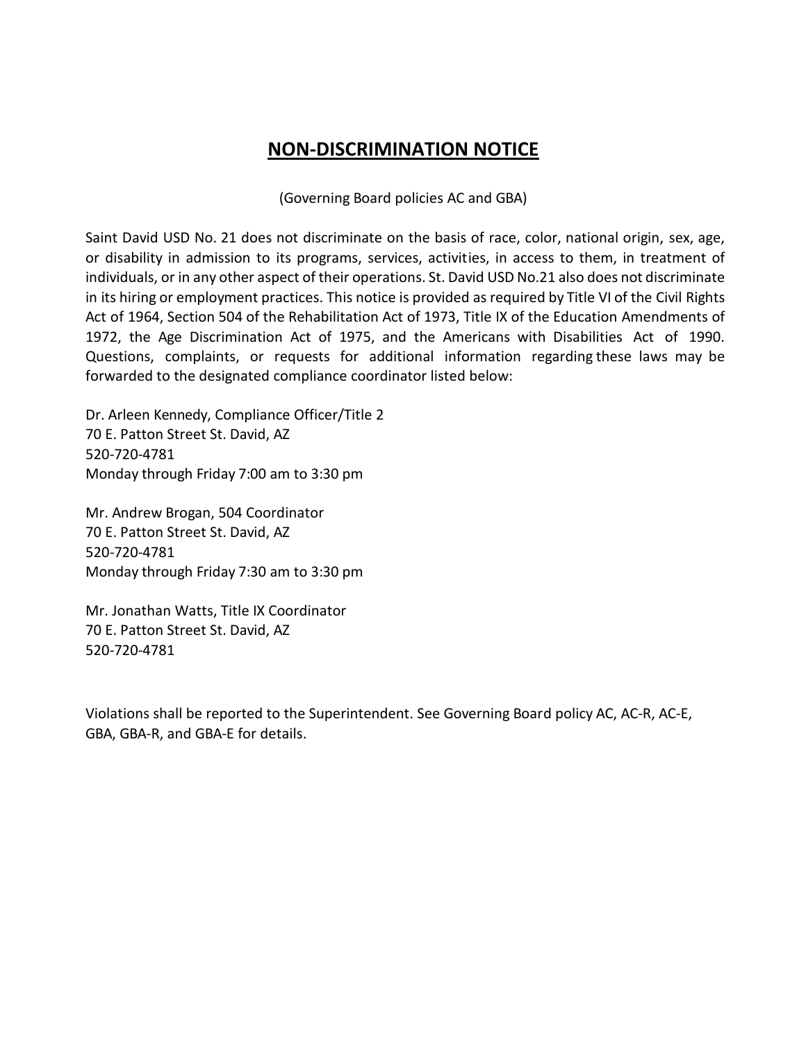# NON-DISCRIMINATION NOTICE

(Governing Board policies AC and GBA)

Saint David USD No. 21 does not discriminate on the basis of race, color, national origin, sex, age, or disability in admission to its programs, services, activities, in access to them, in treatment of individuals, or in any other aspect of their operations. St. David USD No.21 also does not discriminate in its hiring or employment practices. This notice is provided as required by Title VI of the Civil Rights Act of 1964, Section 504 of the Rehabilitation Act of 1973, Title IX of the Education Amendments of 1972, the Age Discrimination Act of 1975, and the Americans with Disabilities Act of 1990. Questions, complaints, or requests for additional information regarding these laws may be forwarded to the designated compliance coordinator listed below:

Dr. Arleen Kennedy, Compliance Officer/Title 2
70 E. Patton Street St. David, AZ
520-720-4781
Monday through Friday 7:00 am to 3:30 pm

Mr. Andrew Brogan, 504 Coordinator
70 E. Patton Street St. David, AZ
520-720-4781
Monday through Friday 7:30 am to 3:30 pm

Mr. Jonathan Watts, Title IX Coordinator
70 E. Patton Street St. David, AZ
520-720-4781

Violations shall be reported to the Superintendent. See Governing Board policy AC, AC-R, AC-E, GBA, GBA-R, and GBA-E for details.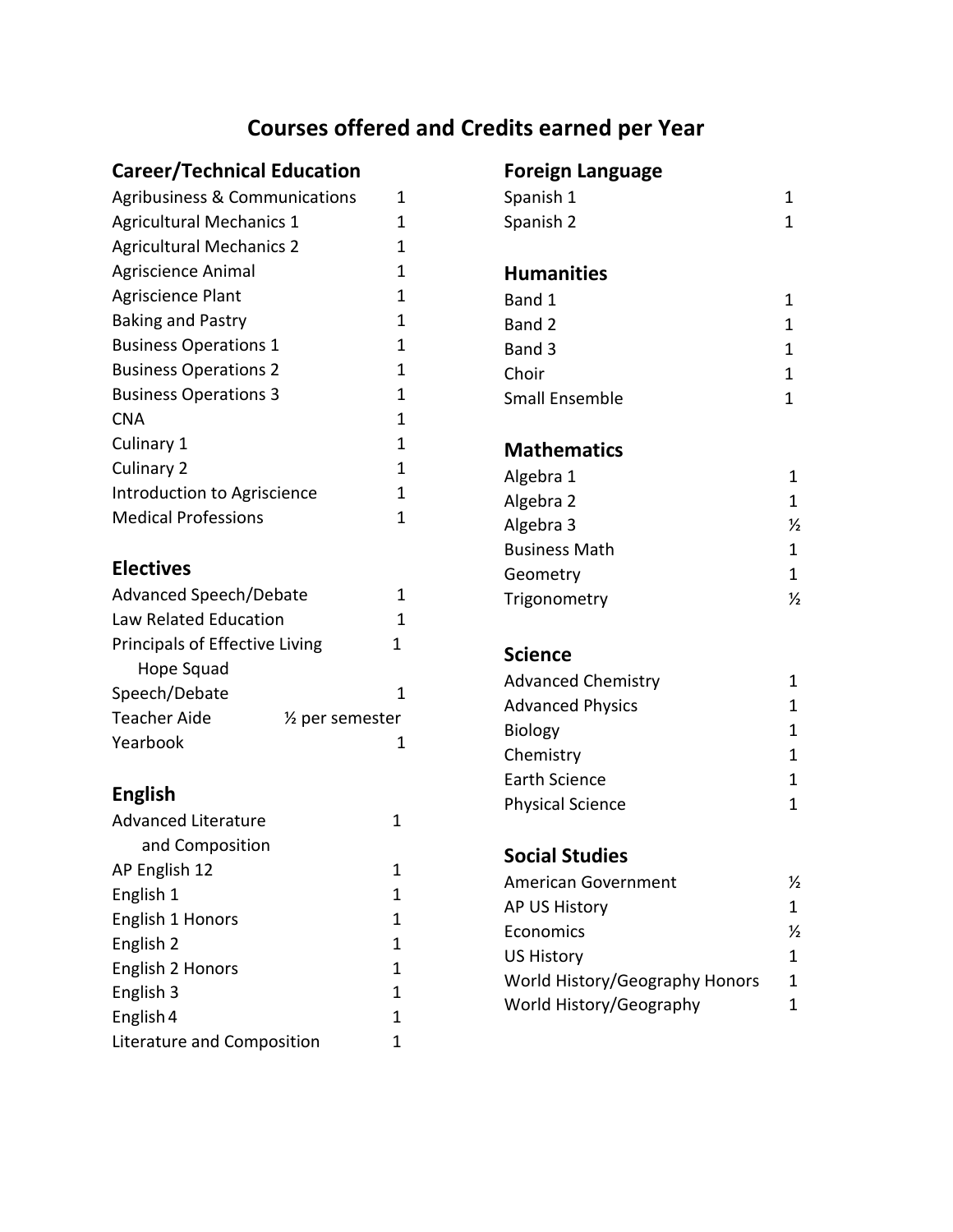# Courses offered and Credits earned per Year

## Career/Technical Education

| Course | Credits |
|---|---|
| Agribusiness & Communications | 1 |
| Agricultural Mechanics 1 | 1 |
| Agricultural Mechanics 2 | 1 |
| Agriscience Animal | 1 |
| Agriscience Plant | 1 |
| Baking and Pastry | 1 |
| Business Operations 1 | 1 |
| Business Operations 2 | 1 |
| Business Operations 3 | 1 |
| CNA | 1 |
| Culinary 1 | 1 |
| Culinary 2 | 1 |
| Introduction to Agriscience | 1 |
| Medical Professions | 1 |

## Electives

| Course | Credits |
|---|---|
| Advanced Speech/Debate | 1 |
| Law Related Education | 1 |
| Principals of Effective Living Hope Squad | 1 |
| Speech/Debate | 1 |
| Teacher Aide | ½ per semester |
| Yearbook | 1 |

## English

| Course | Credits |
|---|---|
| Advanced Literature and Composition | 1 |
| AP English 12 | 1 |
| English 1 | 1 |
| English 1 Honors | 1 |
| English 2 | 1 |
| English 2 Honors | 1 |
| English 3 | 1 |
| English 4 | 1 |
| Literature and Composition | 1 |

## Foreign Language

| Course | Credits |
|---|---|
| Spanish 1 | 1 |
| Spanish 2 | 1 |

## Humanities

| Course | Credits |
|---|---|
| Band 1 | 1 |
| Band 2 | 1 |
| Band 3 | 1 |
| Choir | 1 |
| Small Ensemble | 1 |

## Mathematics

| Course | Credits |
|---|---|
| Algebra 1 | 1 |
| Algebra 2 | 1 |
| Algebra 3 | ½ |
| Business Math | 1 |
| Geometry | 1 |
| Trigonometry | ½ |

## Science

| Course | Credits |
|---|---|
| Advanced Chemistry | 1 |
| Advanced Physics | 1 |
| Biology | 1 |
| Chemistry | 1 |
| Earth Science | 1 |
| Physical Science | 1 |

## Social Studies

| Course | Credits |
|---|---|
| American Government | ½ |
| AP US History | 1 |
| Economics | ½ |
| US History | 1 |
| World History/Geography Honors | 1 |
| World History/Geography | 1 |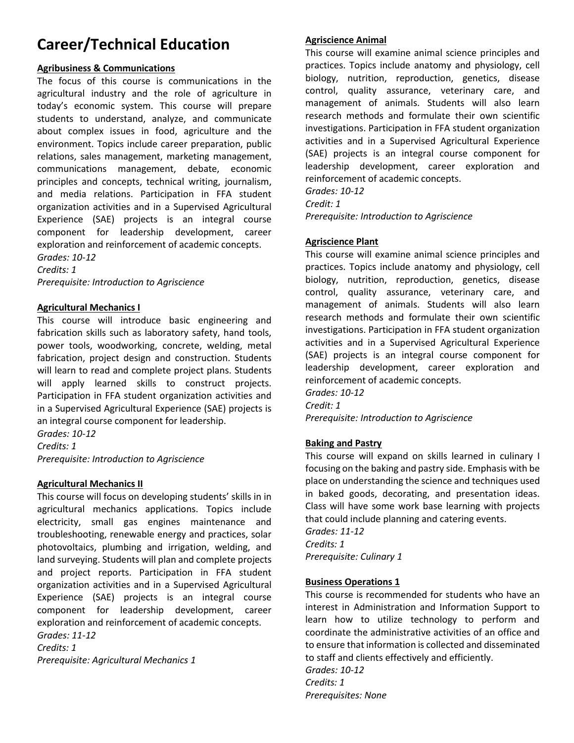# Career/Technical Education

**Agribusiness & Communications**

The focus of this course is communications in the agricultural industry and the role of agriculture in today's economic system. This course will prepare students to understand, analyze, and communicate about complex issues in food, agriculture and the environment. Topics include career preparation, public relations, sales management, marketing management, communications management, debate, economic principles and concepts, technical writing, journalism, and media relations. Participation in FFA student organization activities and in a Supervised Agricultural Experience (SAE) projects is an integral course component for leadership development, career exploration and reinforcement of academic concepts.

*Grades: 10-12*
*Credits: 1*
*Prerequisite: Introduction to Agriscience*

**Agricultural Mechanics I**

This course will introduce basic engineering and fabrication skills such as laboratory safety, hand tools, power tools, woodworking, concrete, welding, metal fabrication, project design and construction. Students will learn to read and complete project plans. Students will apply learned skills to construct projects. Participation in FFA student organization activities and in a Supervised Agricultural Experience (SAE) projects is an integral course component for leadership.

*Grades: 10-12*
*Credits: 1*
*Prerequisite: Introduction to Agriscience*

**Agricultural Mechanics II**

This course will focus on developing students' skills in in agricultural mechanics applications. Topics include electricity, small gas engines maintenance and troubleshooting, renewable energy and practices, solar photovoltaics, plumbing and irrigation, welding, and land surveying. Students will plan and complete projects and project reports. Participation in FFA student organization activities and in a Supervised Agricultural Experience (SAE) projects is an integral course component for leadership development, career exploration and reinforcement of academic concepts.

*Grades: 11-12*
*Credits: 1*
*Prerequisite: Agricultural Mechanics 1*

**Agriscience Animal**

This course will examine animal science principles and practices. Topics include anatomy and physiology, cell biology, nutrition, reproduction, genetics, disease control, quality assurance, veterinary care, and management of animals. Students will also learn research methods and formulate their own scientific investigations. Participation in FFA student organization activities and in a Supervised Agricultural Experience (SAE) projects is an integral course component for leadership development, career exploration and reinforcement of academic concepts.

*Grades: 10-12*
*Credit: 1*
*Prerequisite: Introduction to Agriscience*

**Agriscience Plant**

This course will examine animal science principles and practices. Topics include anatomy and physiology, cell biology, nutrition, reproduction, genetics, disease control, quality assurance, veterinary care, and management of animals. Students will also learn research methods and formulate their own scientific investigations. Participation in FFA student organization activities and in a Supervised Agricultural Experience (SAE) projects is an integral course component for leadership development, career exploration and reinforcement of academic concepts.

*Grades: 10-12*
*Credit: 1*
*Prerequisite: Introduction to Agriscience*

**Baking and Pastry**

This course will expand on skills learned in culinary I focusing on the baking and pastry side. Emphasis with be place on understanding the science and techniques used in baked goods, decorating, and presentation ideas. Class will have some work base learning with projects that could include planning and catering events.

*Grades: 11-12*
*Credits: 1*
*Prerequisite: Culinary 1*

**Business Operations 1**

This course is recommended for students who have an interest in Administration and Information Support to learn how to utilize technology to perform and coordinate the administrative activities of an office and to ensure that information is collected and disseminated to staff and clients effectively and efficiently.

*Grades: 10-12*
*Credits: 1*
*Prerequisites: None*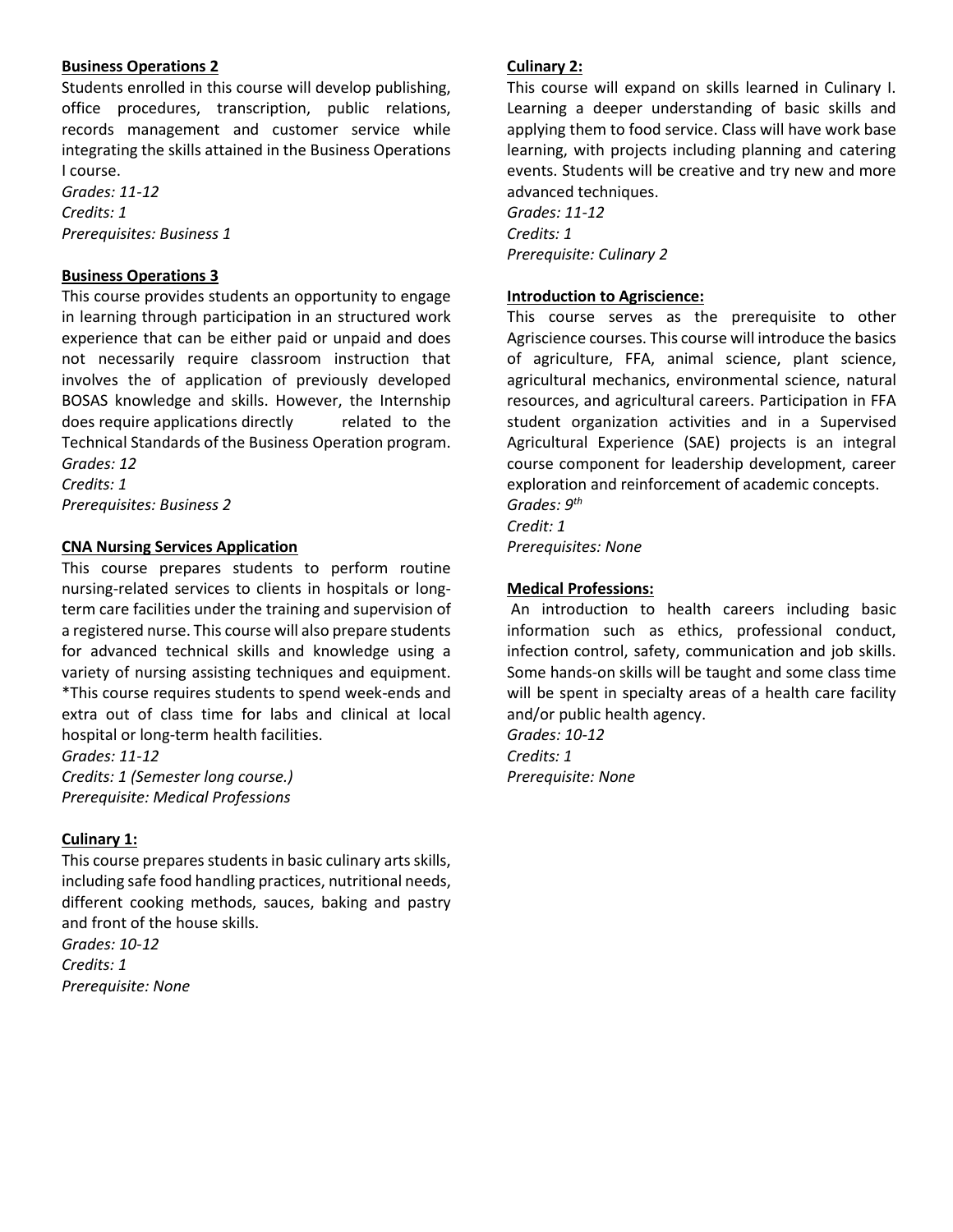**Business Operations 2**

Students enrolled in this course will develop publishing, office procedures, transcription, public relations, records management and customer service while integrating the skills attained in the Business Operations I course.

*Grades: 11-12*
*Credits: 1*
*Prerequisites: Business 1*

**Business Operations 3**

This course provides students an opportunity to engage in learning through participation in an structured work experience that can be either paid or unpaid and does not necessarily require classroom instruction that involves the of application of previously developed BOSAS knowledge and skills. However, the Internship does require applications directly related to the Technical Standards of the Business Operation program.

*Grades: 12*
*Credits: 1*
*Prerequisites: Business 2*

**CNA Nursing Services Application**

This course prepares students to perform routine nursing-related services to clients in hospitals or long-term care facilities under the training and supervision of a registered nurse. This course will also prepare students for advanced technical skills and knowledge using a variety of nursing assisting techniques and equipment. *This course requires students to spend week-ends and extra out of class time for labs and clinical at local hospital or long-term health facilities.

*Grades: 11-12*
*Credits: 1 (Semester long course.)*
*Prerequisite: Medical Professions*

**Culinary 1:**

This course prepares students in basic culinary arts skills, including safe food handling practices, nutritional needs, different cooking methods, sauces, baking and pastry and front of the house skills.

*Grades: 10-12*
*Credits: 1*
*Prerequisite: None*

**Culinary 2:**

This course will expand on skills learned in Culinary I. Learning a deeper understanding of basic skills and applying them to food service. Class will have work base learning, with projects including planning and catering events. Students will be creative and try new and more advanced techniques.

*Grades: 11-12*
*Credits: 1*
*Prerequisite: Culinary 2*

**Introduction to Agriscience:**

This course serves as the prerequisite to other Agriscience courses. This course will introduce the basics of agriculture, FFA, animal science, plant science, agricultural mechanics, environmental science, natural resources, and agricultural careers. Participation in FFA student organization activities and in a Supervised Agricultural Experience (SAE) projects is an integral course component for leadership development, career exploration and reinforcement of academic concepts.

*Grades: 9th*
*Credit: 1*
*Prerequisites: None*

**Medical Professions:**

An introduction to health careers including basic information such as ethics, professional conduct, infection control, safety, communication and job skills. Some hands-on skills will be taught and some class time will be spent in specialty areas of a health care facility and/or public health agency.

*Grades: 10-12*
*Credits: 1*
*Prerequisite: None*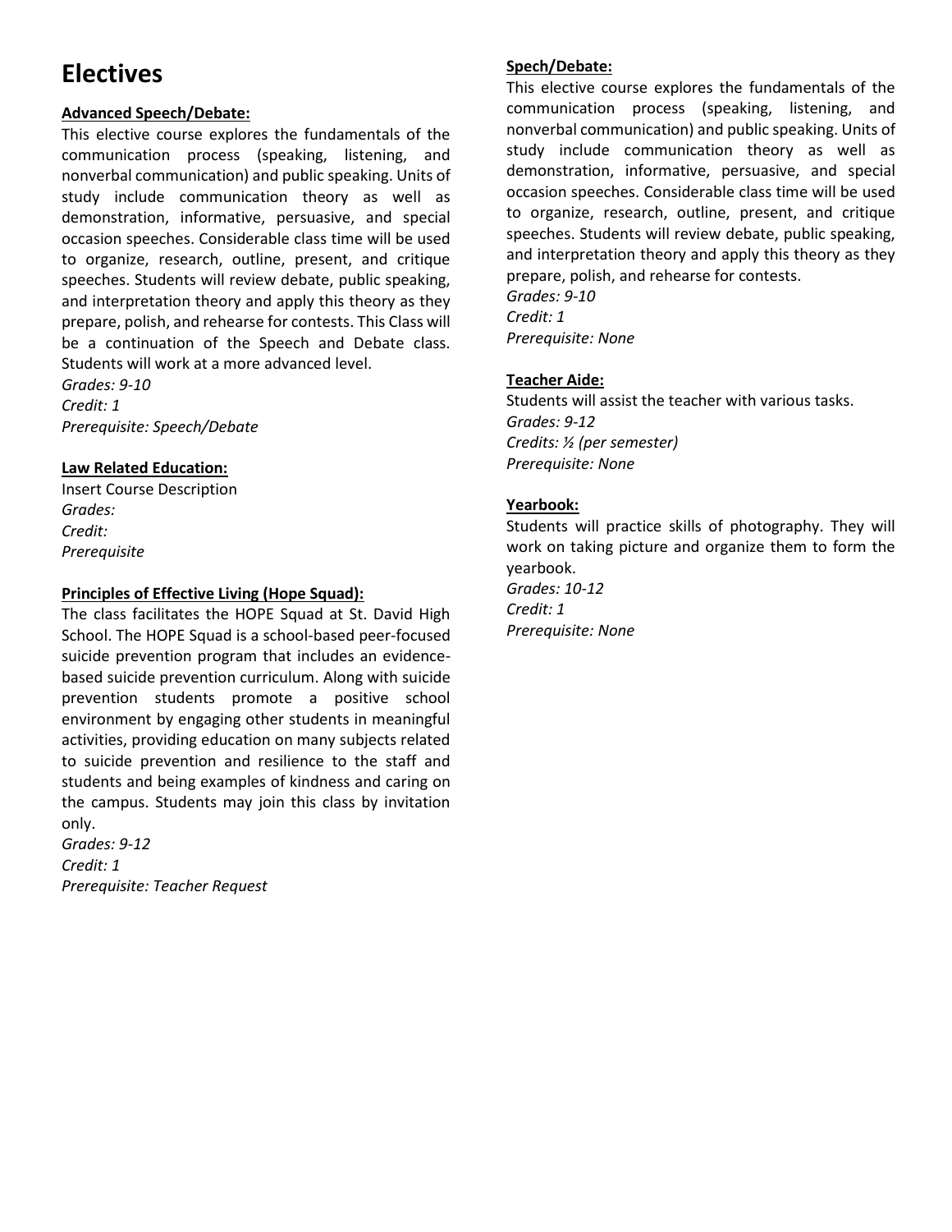# Electives

**Advanced Speech/Debate:**

This elective course explores the fundamentals of the communication process (speaking, listening, and nonverbal communication) and public speaking. Units of study include communication theory as well as demonstration, informative, persuasive, and special occasion speeches. Considerable class time will be used to organize, research, outline, present, and critique speeches. Students will review debate, public speaking, and interpretation theory and apply this theory as they prepare, polish, and rehearse for contests. This Class will be a continuation of the Speech and Debate class. Students will work at a more advanced level.

*Grades: 9-10*
*Credit: 1*
*Prerequisite: Speech/Debate*

**Law Related Education:**

Insert Course Description
*Grades:*
*Credit:*
*Prerequisite*

**Principles of Effective Living (Hope Squad):**

The class facilitates the HOPE Squad at St. David High School. The HOPE Squad is a school-based peer-focused suicide prevention program that includes an evidence-based suicide prevention curriculum. Along with suicide prevention students promote a positive school environment by engaging other students in meaningful activities, providing education on many subjects related to suicide prevention and resilience to the staff and students and being examples of kindness and caring on the campus. Students may join this class by invitation only.

*Grades: 9-12*
*Credit: 1*
*Prerequisite: Teacher Request*

**Spech/Debate:**

This elective course explores the fundamentals of the communication process (speaking, listening, and nonverbal communication) and public speaking. Units of study include communication theory as well as demonstration, informative, persuasive, and special occasion speeches. Considerable class time will be used to organize, research, outline, present, and critique speeches. Students will review debate, public speaking, and interpretation theory and apply this theory as they prepare, polish, and rehearse for contests.

*Grades: 9-10*
*Credit: 1*
*Prerequisite: None*

**Teacher Aide:**

Students will assist the teacher with various tasks.
*Grades: 9-12*
*Credits: ½ (per semester)*
*Prerequisite: None*

**Yearbook:**

Students will practice skills of photography. They will work on taking picture and organize them to form the yearbook.
*Grades: 10-12*
*Credit: 1*
*Prerequisite: None*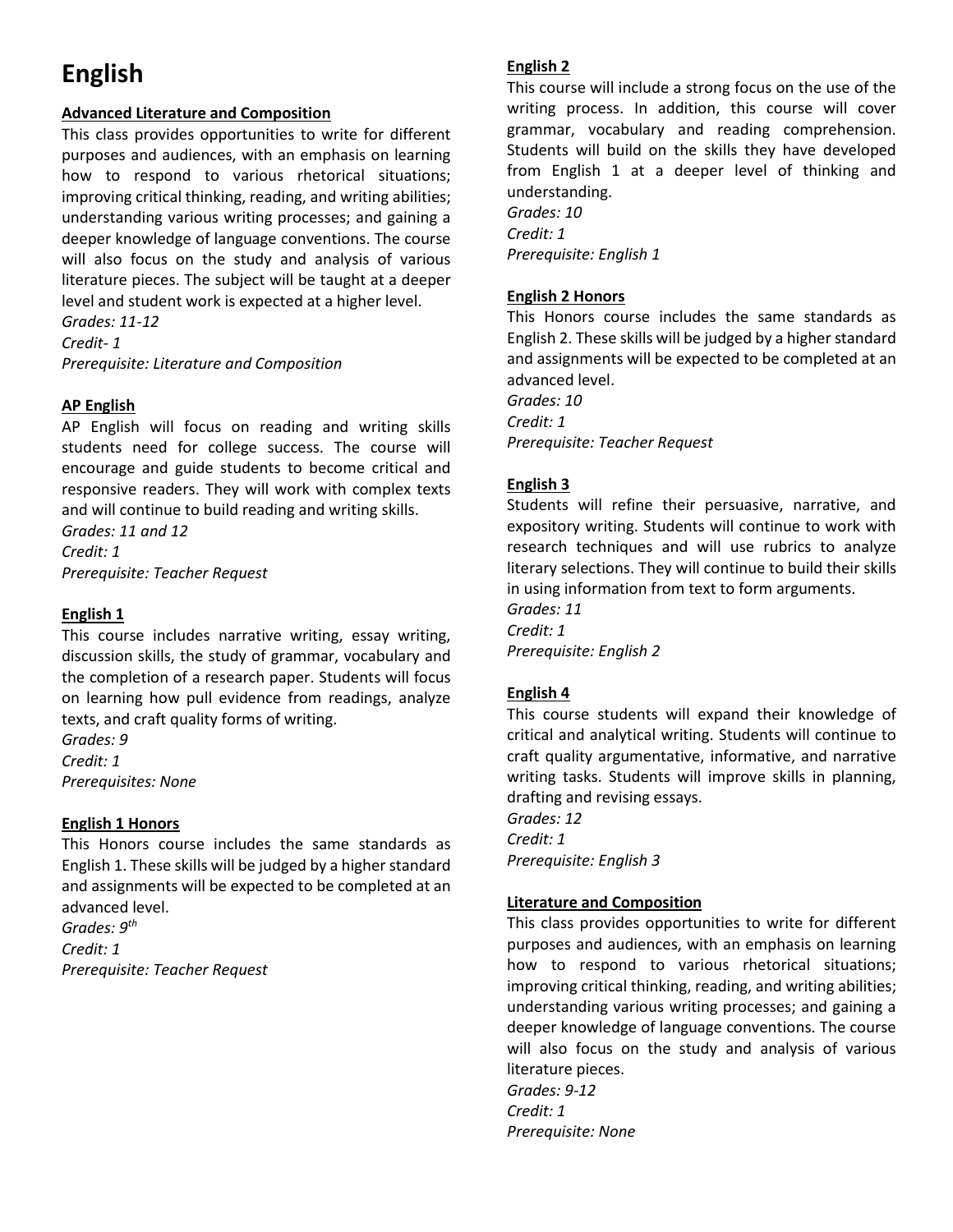# English

**Advanced Literature and Composition**

This class provides opportunities to write for different purposes and audiences, with an emphasis on learning how to respond to various rhetorical situations; improving critical thinking, reading, and writing abilities; understanding various writing processes; and gaining a deeper knowledge of language conventions. The course will also focus on the study and analysis of various literature pieces. The subject will be taught at a deeper level and student work is expected at a higher level.
*Grades: 11-12*
*Credit- 1*
*Prerequisite: Literature and Composition*

**AP English**

AP English will focus on reading and writing skills students need for college success. The course will encourage and guide students to become critical and responsive readers. They will work with complex texts and will continue to build reading and writing skills.
*Grades: 11 and 12*
*Credit: 1*
*Prerequisite: Teacher Request*

**English 1**

This course includes narrative writing, essay writing, discussion skills, the study of grammar, vocabulary and the completion of a research paper. Students will focus on learning how pull evidence from readings, analyze texts, and craft quality forms of writing.
*Grades: 9*
*Credit: 1*
*Prerequisites: None*

**English 1 Honors**

This Honors course includes the same standards as English 1. These skills will be judged by a higher standard and assignments will be expected to be completed at an advanced level.
*Grades: 9th*
*Credit: 1*
*Prerequisite: Teacher Request*

**English 2**

This course will include a strong focus on the use of the writing process. In addition, this course will cover grammar, vocabulary and reading comprehension. Students will build on the skills they have developed from English 1 at a deeper level of thinking and understanding.
*Grades: 10*
*Credit: 1*
*Prerequisite: English 1*

**English 2 Honors**

This Honors course includes the same standards as English 2. These skills will be judged by a higher standard and assignments will be expected to be completed at an advanced level.
*Grades: 10*
*Credit: 1*
*Prerequisite: Teacher Request*

**English 3**

Students will refine their persuasive, narrative, and expository writing. Students will continue to work with research techniques and will use rubrics to analyze literary selections. They will continue to build their skills in using information from text to form arguments.
*Grades: 11*
*Credit: 1*
*Prerequisite: English 2*

**English 4**

This course students will expand their knowledge of critical and analytical writing. Students will continue to craft quality argumentative, informative, and narrative writing tasks. Students will improve skills in planning, drafting and revising essays.
*Grades: 12*
*Credit: 1*
*Prerequisite: English 3*

**Literature and Composition**

This class provides opportunities to write for different purposes and audiences, with an emphasis on learning how to respond to various rhetorical situations; improving critical thinking, reading, and writing abilities; understanding various writing processes; and gaining a deeper knowledge of language conventions. The course will also focus on the study and analysis of various literature pieces.
*Grades: 9-12*
*Credit: 1*
*Prerequisite: None*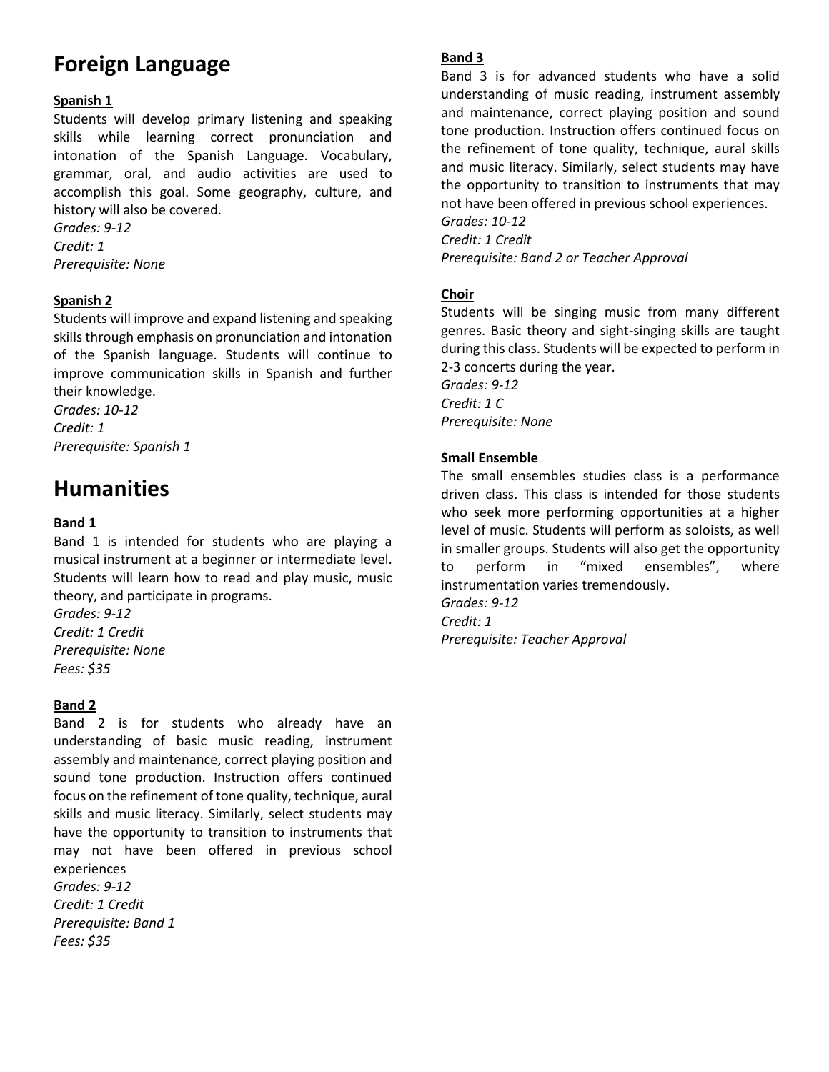# Foreign Language

**Spanish 1**

Students will develop primary listening and speaking skills while learning correct pronunciation and intonation of the Spanish Language. Vocabulary, grammar, oral, and audio activities are used to accomplish this goal. Some geography, culture, and history will also be covered.
*Grades: 9-12*
*Credit: 1*
*Prerequisite: None*

**Spanish 2**

Students will improve and expand listening and speaking skills through emphasis on pronunciation and intonation of the Spanish language. Students will continue to improve communication skills in Spanish and further their knowledge.
*Grades: 10-12*
*Credit: 1*
*Prerequisite: Spanish 1*

# Humanities

**Band 1**

Band 1 is intended for students who are playing a musical instrument at a beginner or intermediate level. Students will learn how to read and play music, music theory, and participate in programs.
*Grades: 9-12*
*Credit: 1 Credit*
*Prerequisite: None*
*Fees: $35*

**Band 2**

Band 2 is for students who already have an understanding of basic music reading, instrument assembly and maintenance, correct playing position and sound tone production. Instruction offers continued focus on the refinement of tone quality, technique, aural skills and music literacy. Similarly, select students may have the opportunity to transition to instruments that may not have been offered in previous school experiences
*Grades: 9-12*
*Credit: 1 Credit*
*Prerequisite: Band 1*
*Fees: $35*

**Band 3**

Band 3 is for advanced students who have a solid understanding of music reading, instrument assembly and maintenance, correct playing position and sound tone production. Instruction offers continued focus on the refinement of tone quality, technique, aural skills and music literacy. Similarly, select students may have the opportunity to transition to instruments that may not have been offered in previous school experiences.
*Grades: 10-12*
*Credit: 1 Credit*
*Prerequisite: Band 2 or Teacher Approval*

**Choir**

Students will be singing music from many different genres. Basic theory and sight-singing skills are taught during this class. Students will be expected to perform in 2-3 concerts during the year.
*Grades: 9-12*
*Credit: 1 C*
*Prerequisite: None*

**Small Ensemble**

The small ensembles studies class is a performance driven class. This class is intended for those students who seek more performing opportunities at a higher level of music. Students will perform as soloists, as well in smaller groups. Students will also get the opportunity to perform in "mixed ensembles", where instrumentation varies tremendously.
*Grades: 9-12*
*Credit: 1*
*Prerequisite: Teacher Approval*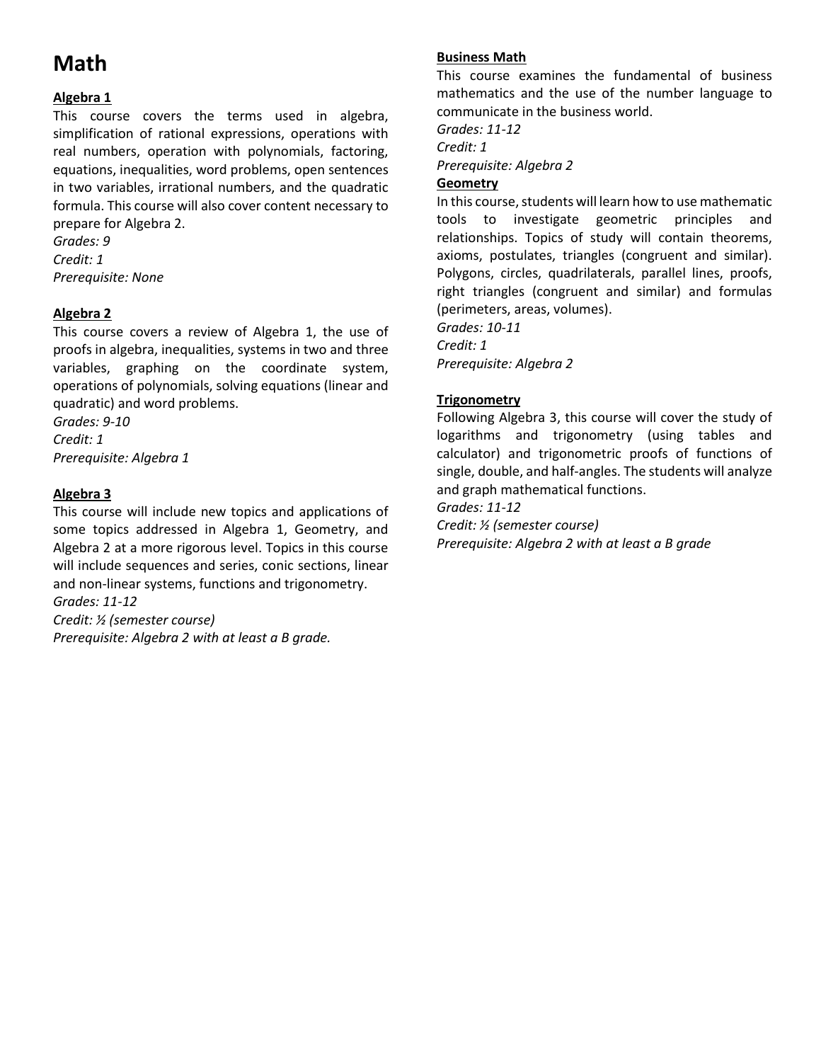# Math

### Algebra 1

This course covers the terms used in algebra, simplification of rational expressions, operations with real numbers, operation with polynomials, factoring, equations, inequalities, word problems, open sentences in two variables, irrational numbers, and the quadratic formula. This course will also cover content necessary to prepare for Algebra 2.

*Grades: 9*
*Credit: 1*
*Prerequisite: None*

### Algebra 2

This course covers a review of Algebra 1, the use of proofs in algebra, inequalities, systems in two and three variables, graphing on the coordinate system, operations of polynomials, solving equations (linear and quadratic) and word problems.

*Grades: 9-10*
*Credit: 1*
*Prerequisite: Algebra 1*

### Algebra 3

This course will include new topics and applications of some topics addressed in Algebra 1, Geometry, and Algebra 2 at a more rigorous level. Topics in this course will include sequences and series, conic sections, linear and non-linear systems, functions and trigonometry.

*Grades: 11-12*
*Credit: ½ (semester course)*
*Prerequisite: Algebra 2 with at least a B grade.*

### Business Math

This course examines the fundamental of business mathematics and the use of the number language to communicate in the business world.

*Grades: 11-12*
*Credit: 1*
*Prerequisite: Algebra 2*

### Geometry

In this course, students will learn how to use mathematic tools to investigate geometric principles and relationships. Topics of study will contain theorems, axioms, postulates, triangles (congruent and similar). Polygons, circles, quadrilaterals, parallel lines, proofs, right triangles (congruent and similar) and formulas (perimeters, areas, volumes).

*Grades: 10-11*
*Credit: 1*
*Prerequisite: Algebra 2*

### Trigonometry

Following Algebra 3, this course will cover the study of logarithms and trigonometry (using tables and calculator) and trigonometric proofs of functions of single, double, and half-angles. The students will analyze and graph mathematical functions.

*Grades: 11-12*
*Credit: ½ (semester course)*
*Prerequisite: Algebra 2 with at least a B grade*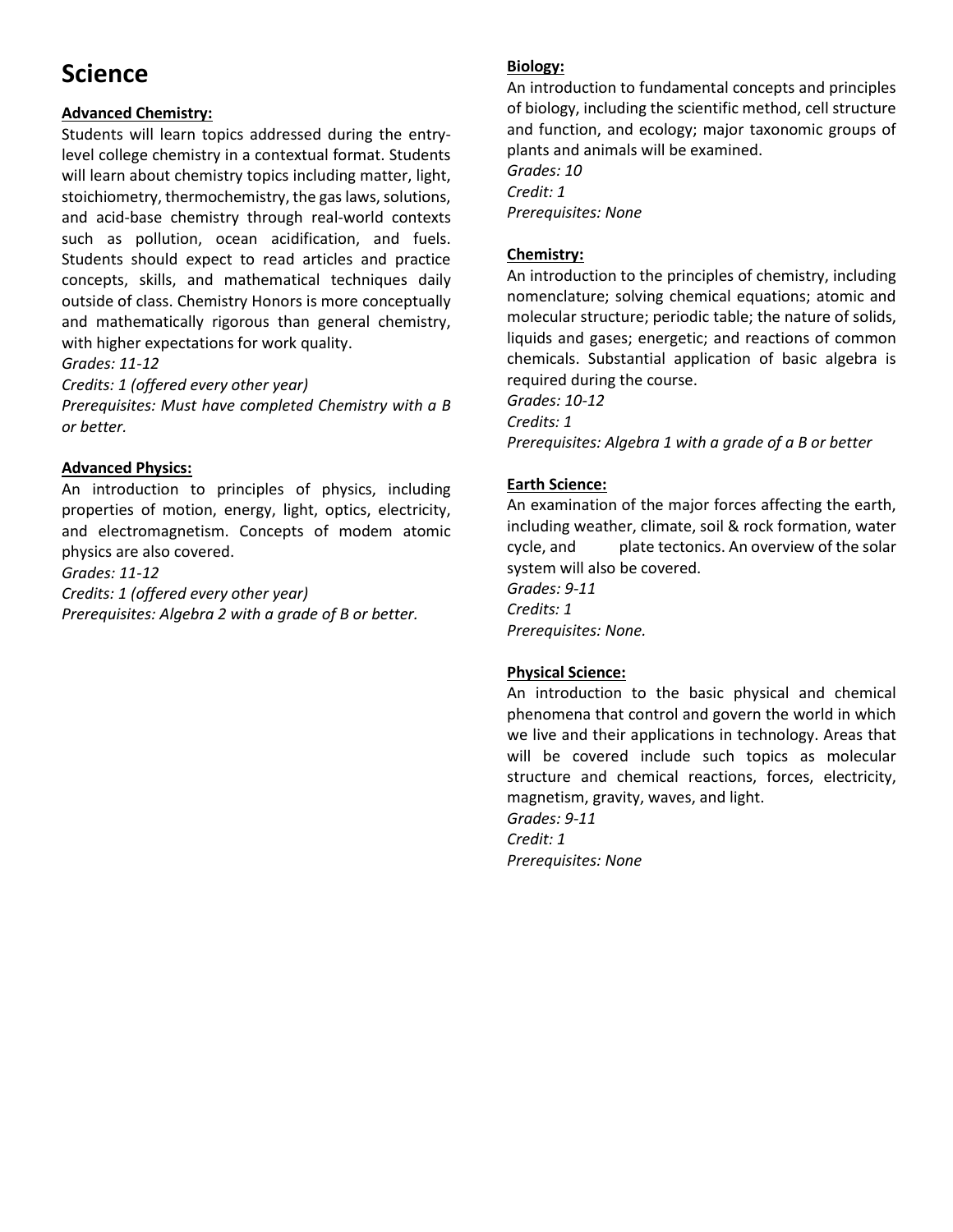# Science

**Advanced Chemistry:**

Students will learn topics addressed during the entry-level college chemistry in a contextual format. Students will learn about chemistry topics including matter, light, stoichiometry, thermochemistry, the gas laws, solutions, and acid-base chemistry through real-world contexts such as pollution, ocean acidification, and fuels. Students should expect to read articles and practice concepts, skills, and mathematical techniques daily outside of class. Chemistry Honors is more conceptually and mathematically rigorous than general chemistry, with higher expectations for work quality.

*Grades: 11-12*

*Credits: 1 (offered every other year)*

*Prerequisites: Must have completed Chemistry with a B or better.*

**Advanced Physics:**

An introduction to principles of physics, including properties of motion, energy, light, optics, electricity, and electromagnetism. Concepts of modem atomic physics are also covered.

*Grades: 11-12*

*Credits: 1 (offered every other year)*

*Prerequisites: Algebra 2 with a grade of B or better.*

**Biology:**

An introduction to fundamental concepts and principles of biology, including the scientific method, cell structure and function, and ecology; major taxonomic groups of plants and animals will be examined.

*Grades: 10*

*Credit: 1*

*Prerequisites: None*

**Chemistry:**

An introduction to the principles of chemistry, including nomenclature; solving chemical equations; atomic and molecular structure; periodic table; the nature of solids, liquids and gases; energetic; and reactions of common chemicals. Substantial application of basic algebra is required during the course.

*Grades: 10-12*

*Credits: 1*

*Prerequisites: Algebra 1 with a grade of a B or better*

**Earth Science:**

An examination of the major forces affecting the earth, including weather, climate, soil & rock formation, water cycle, and plate tectonics. An overview of the solar system will also be covered.

*Grades: 9-11*

*Credits: 1*

*Prerequisites: None.*

**Physical Science:**

An introduction to the basic physical and chemical phenomena that control and govern the world in which we live and their applications in technology. Areas that will be covered include such topics as molecular structure and chemical reactions, forces, electricity, magnetism, gravity, waves, and light.

*Grades: 9-11*

*Credit: 1*

*Prerequisites: None*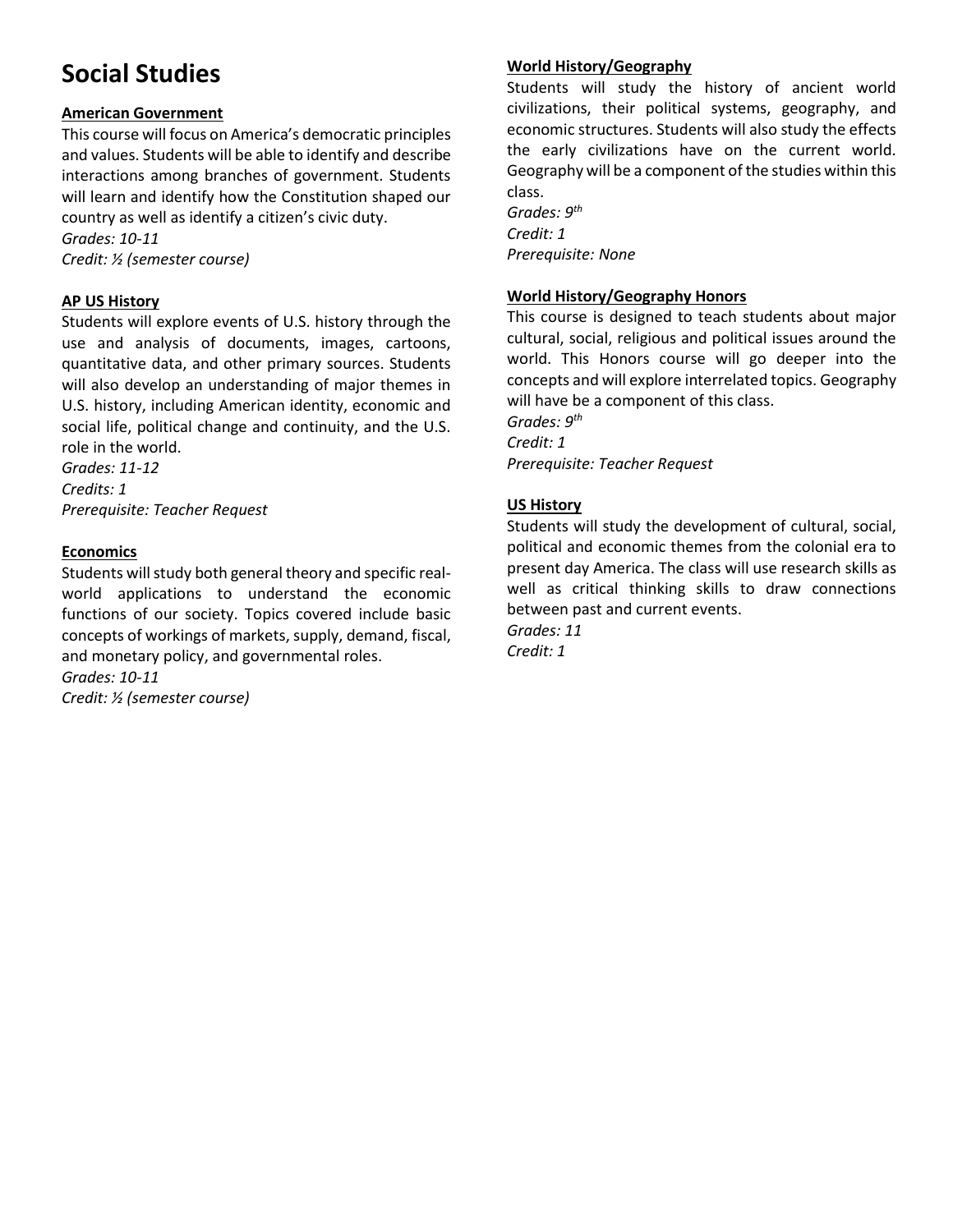# Social Studies

**American Government**

This course will focus on America's democratic principles and values. Students will be able to identify and describe interactions among branches of government. Students will learn and identify how the Constitution shaped our country as well as identify a citizen's civic duty.

*Grades: 10-11*
*Credit: ½ (semester course)*

**AP US History**

Students will explore events of U.S. history through the use and analysis of documents, images, cartoons, quantitative data, and other primary sources. Students will also develop an understanding of major themes in U.S. history, including American identity, economic and social life, political change and continuity, and the U.S. role in the world.

*Grades: 11-12*
*Credits: 1*
*Prerequisite: Teacher Request*

**Economics**

Students will study both general theory and specific real-world applications to understand the economic functions of our society. Topics covered include basic concepts of workings of markets, supply, demand, fiscal, and monetary policy, and governmental roles.

*Grades: 10-11*
*Credit: ½ (semester course)*

**World History/Geography**

Students will study the history of ancient world civilizations, their political systems, geography, and economic structures. Students will also study the effects the early civilizations have on the current world. Geography will be a component of the studies within this class.

*Grades: 9th*
*Credit: 1*
*Prerequisite: None*

**World History/Geography Honors**

This course is designed to teach students about major cultural, social, religious and political issues around the world. This Honors course will go deeper into the concepts and will explore interrelated topics. Geography will have be a component of this class.

*Grades: 9th*
*Credit: 1*
*Prerequisite: Teacher Request*

**US History**

Students will study the development of cultural, social, political and economic themes from the colonial era to present day America. The class will use research skills as well as critical thinking skills to draw connections between past and current events.

*Grades: 11*
*Credit: 1*